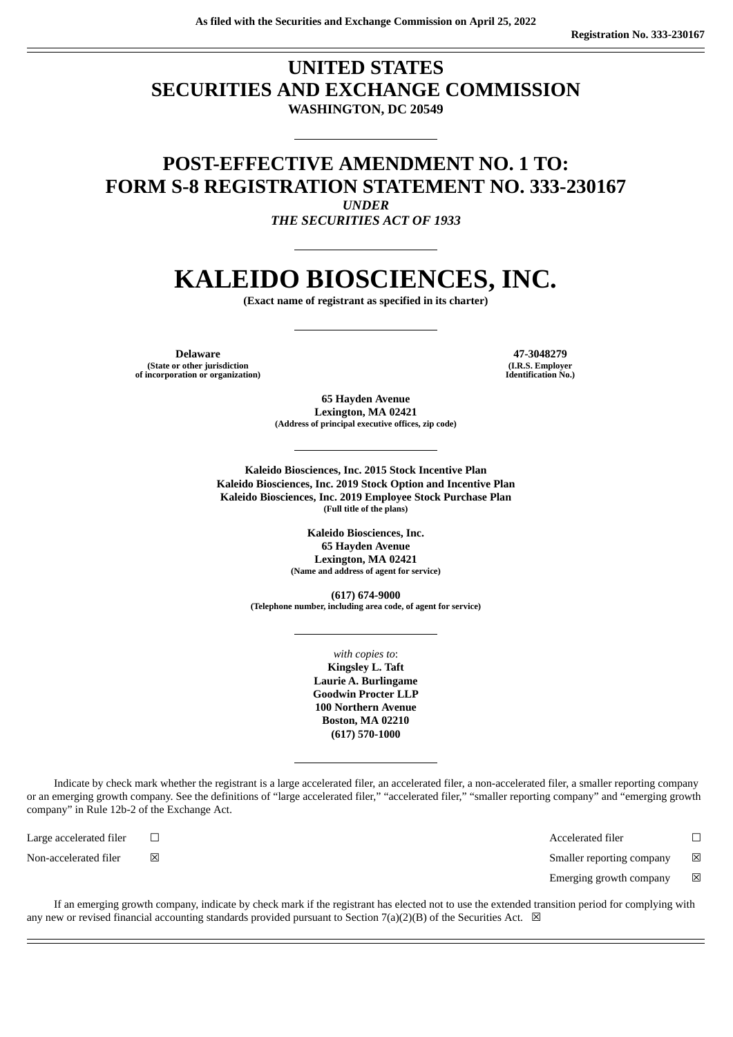As filed with the Securities and Exchange Commission on April 25, 2022

Registration No. 333-230167

# UNITED STATES SECURITIES AND EXCHANGE COMMISSION

**WASHINGTON, DC 20549**

---

## POST-EFFECTIVE AMENDMENT NO. 1 TO: FORM S-8 REGISTRATION STATEMENT NO. 333-230167

***UNDER***

***THE SECURITIES ACT OF 1933***

---

# KALEIDO BIOSCIENCES, INC.

**(Exact name of registrant as specified in its charter)**

---

| **Delaware** | **47-3048279** |
|---|---|
| **(State or other jurisdiction of incorporation or organization)** | **(I.R.S. Employer Identification No.)** |

**65 Hayden Avenue**
**Lexington, MA 02421**
**(Address of principal executive offices, zip code)**

---

**Kaleido Biosciences, Inc. 2015 Stock Incentive Plan**
**Kaleido Biosciences, Inc. 2019 Stock Option and Incentive Plan**
**Kaleido Biosciences, Inc. 2019 Employee Stock Purchase Plan**
**(Full title of the plans)**

**Kaleido Biosciences, Inc.**
**65 Hayden Avenue**
**Lexington, MA 02421**
**(Name and address of agent for service)**

**(617) 674-9000**
**(Telephone number, including area code, of agent for service)**

---

*with copies to*:
**Kingsley L. Taft**
**Laurie A. Burlingame**
**Goodwin Procter LLP**
**100 Northern Avenue**
**Boston, MA 02210**
**(617) 570-1000**

---

Indicate by check mark whether the registrant is a large accelerated filer, an accelerated filer, a non-accelerated filer, a smaller reporting company or an emerging growth company. See the definitions of "large accelerated filer," "accelerated filer," "smaller reporting company" and "emerging growth company" in Rule 12b-2 of the Exchange Act.

| | | | |
|---|---|---|---|
| Large accelerated filer | ☐ | Accelerated filer | ☐ |
| Non-accelerated filer | ☒ | Smaller reporting company | ☒ |
| | | Emerging growth company | ☒ |

If an emerging growth company, indicate by check mark if the registrant has elected not to use the extended transition period for complying with any new or revised financial accounting standards provided pursuant to Section 7(a)(2)(B) of the Securities Act. ☒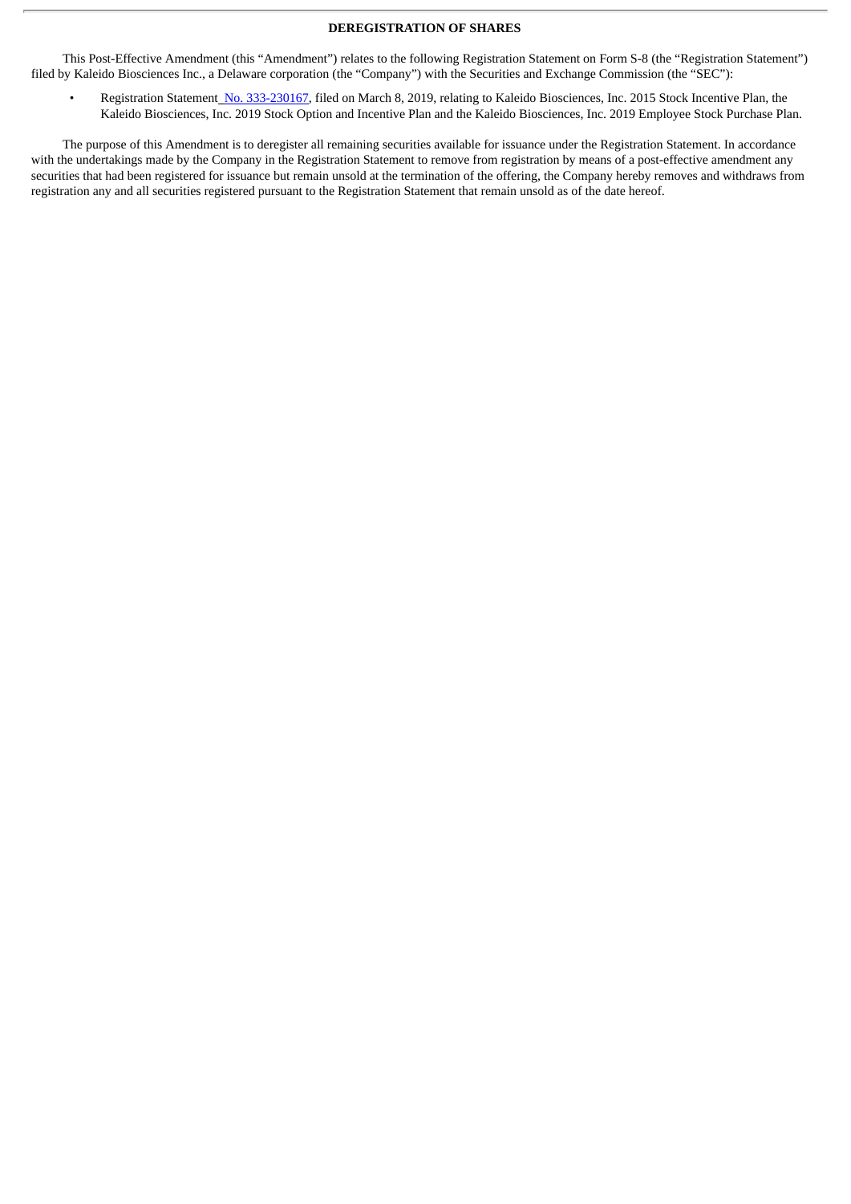## DEREGISTRATION OF SHARES

This Post-Effective Amendment (this "Amendment") relates to the following Registration Statement on Form S-8 (the "Registration Statement") filed by Kaleido Biosciences Inc., a Delaware corporation (the "Company") with the Securities and Exchange Commission (the "SEC"):

- Registration Statement No. 333-230167, filed on March 8, 2019, relating to Kaleido Biosciences, Inc. 2015 Stock Incentive Plan, the Kaleido Biosciences, Inc. 2019 Stock Option and Incentive Plan and the Kaleido Biosciences, Inc. 2019 Employee Stock Purchase Plan.

The purpose of this Amendment is to deregister all remaining securities available for issuance under the Registration Statement. In accordance with the undertakings made by the Company in the Registration Statement to remove from registration by means of a post-effective amendment any securities that had been registered for issuance but remain unsold at the termination of the offering, the Company hereby removes and withdraws from registration any and all securities registered pursuant to the Registration Statement that remain unsold as of the date hereof.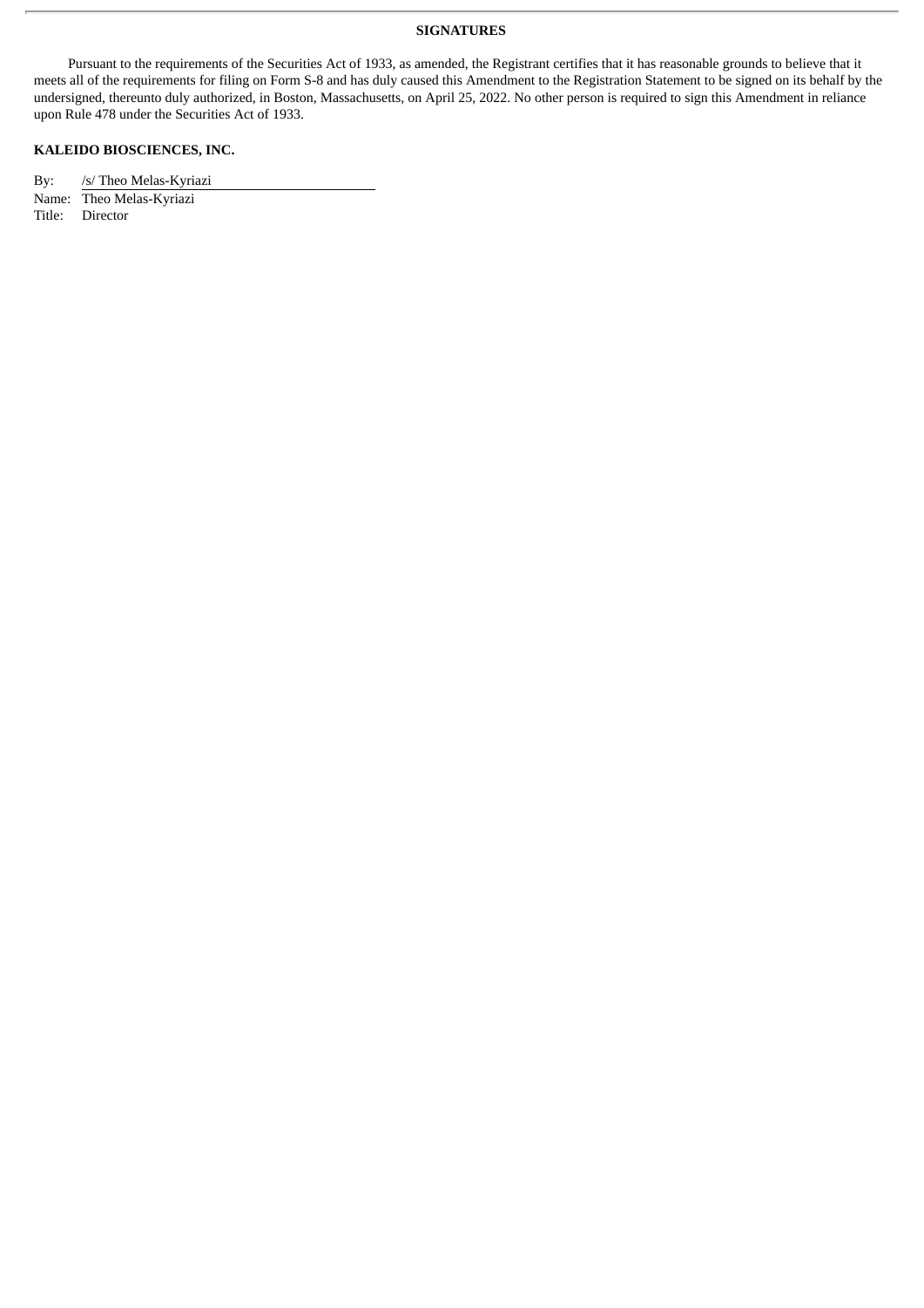**SIGNATURES**

Pursuant to the requirements of the Securities Act of 1933, as amended, the Registrant certifies that it has reasonable grounds to believe that it meets all of the requirements for filing on Form S-8 and has duly caused this Amendment to the Registration Statement to be signed on its behalf by the undersigned, thereunto duly authorized, in Boston, Massachusetts, on April 25, 2022. No other person is required to sign this Amendment in reliance upon Rule 478 under the Securities Act of 1933.

**KALEIDO BIOSCIENCES, INC.**

By: /s/ Theo Melas-Kyriazi
Name: Theo Melas-Kyriazi
Title: Director